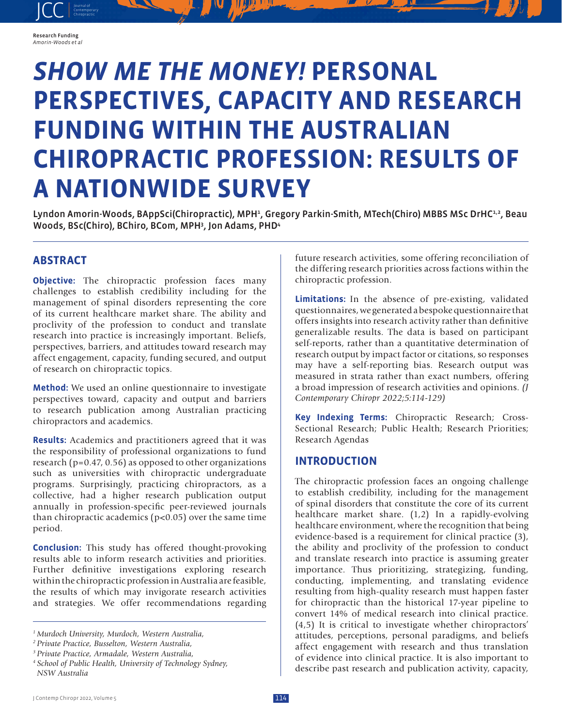Research Funding

# *SHOW ME THE MONEY!* PERSONAL PERSPECTIVES, CAPACITY AND RESEARCH FUNDING WITHIN THE AUSTRALIAN CHIROPRACTIC PROFESSION: RESULTS OF A NATIONWIDE SURVEY

Lyndon Amorin-Woods, BAppSci(Chiropractic), MPH[1], Gregory Parkin-Smith, MTech(Chiro) MBBS MSc DrHC[1,2], Beau Woods, BSc(Chiro), BChiro, BCom, MPH[3], Jon Adams, PHD[4]

## ABSTRACT

**Objective:** The chiropractic profession faces many challenges to establish credibility including for the management of spinal disorders representing the core of its current healthcare market share. The ability and proclivity of the profession to conduct and translate research into practice is increasingly important. Beliefs, perspectives, barriers, and attitudes toward research may affect engagement, capacity, funding secured, and output of research on chiropractic topics.

**Method:** We used an online questionnaire to investigate perspectives toward, capacity and output and barriers to research publication among Australian practicing chiropractors and academics.

**Results:** Academics and practitioners agreed that it was the responsibility of professional organizations to fund research (p=0.47, 0.56) as opposed to other organizations such as universities with chiropractic undergraduate programs. Surprisingly, practicing chiropractors, as a collective, had a higher research publication output annually in profession-specific peer-reviewed journals than chiropractic academics ($p<0.05$) over the same time period.

**Conclusion:** This study has offered thought-provoking results able to inform research activities and priorities. Further definitive investigations exploring research within the chiropractic profession in Australia are feasible, the results of which may invigorate research activities and strategies. We offer recommendations regarding future research activities, some offering reconciliation of the differing research priorities across factions within the chiropractic profession.

**Limitations:** In the absence of pre-existing, validated questionnaires, we generated a bespoke questionnaire that offers insights into research activity rather than definitive generalizable results. The data is based on participant self-reports, rather than a quantitative determination of research output by impact factor or citations, so responses may have a self-reporting bias. Research output was measured in strata rather than exact numbers, offering a broad impression of research activities and opinions. *(J Contemporary Chiropr 2022;5:114-129)*

**Key Indexing Terms:** Chiropractic Research; Cross-Sectional Research; Public Health; Research Priorities; Research Agendas

## INTRODUCTION

The chiropractic profession faces an ongoing challenge to establish credibility, including for the management of spinal disorders that constitute the core of its current healthcare market share. (1,2) In a rapidly-evolving healthcare environment, where the recognition that being evidence-based is a requirement for clinical practice (3), the ability and proclivity of the profession to conduct and translate research into practice is assuming greater importance. Thus prioritizing, strategizing, funding, conducting, implementing, and translating evidence resulting from high-quality research must happen faster for chiropractic than the historical 17-year pipeline to convert 14% of medical research into clinical practice. (4,5) It is critical to investigate whether chiropractors' attitudes, perceptions, personal paradigms, and beliefs affect engagement with research and thus translation of evidence into clinical practice. It is also important to describe past research and publication activity, capacity,

---

[1] *Murdoch University, Murdoch, Western Australia,*
[2] *Private Practice, Busselton, Western Australia,*
[3] *Private Practice, Armadale, Western Australia,*
[4] *School of Public Health, University of Technology Sydney, NSW Australia*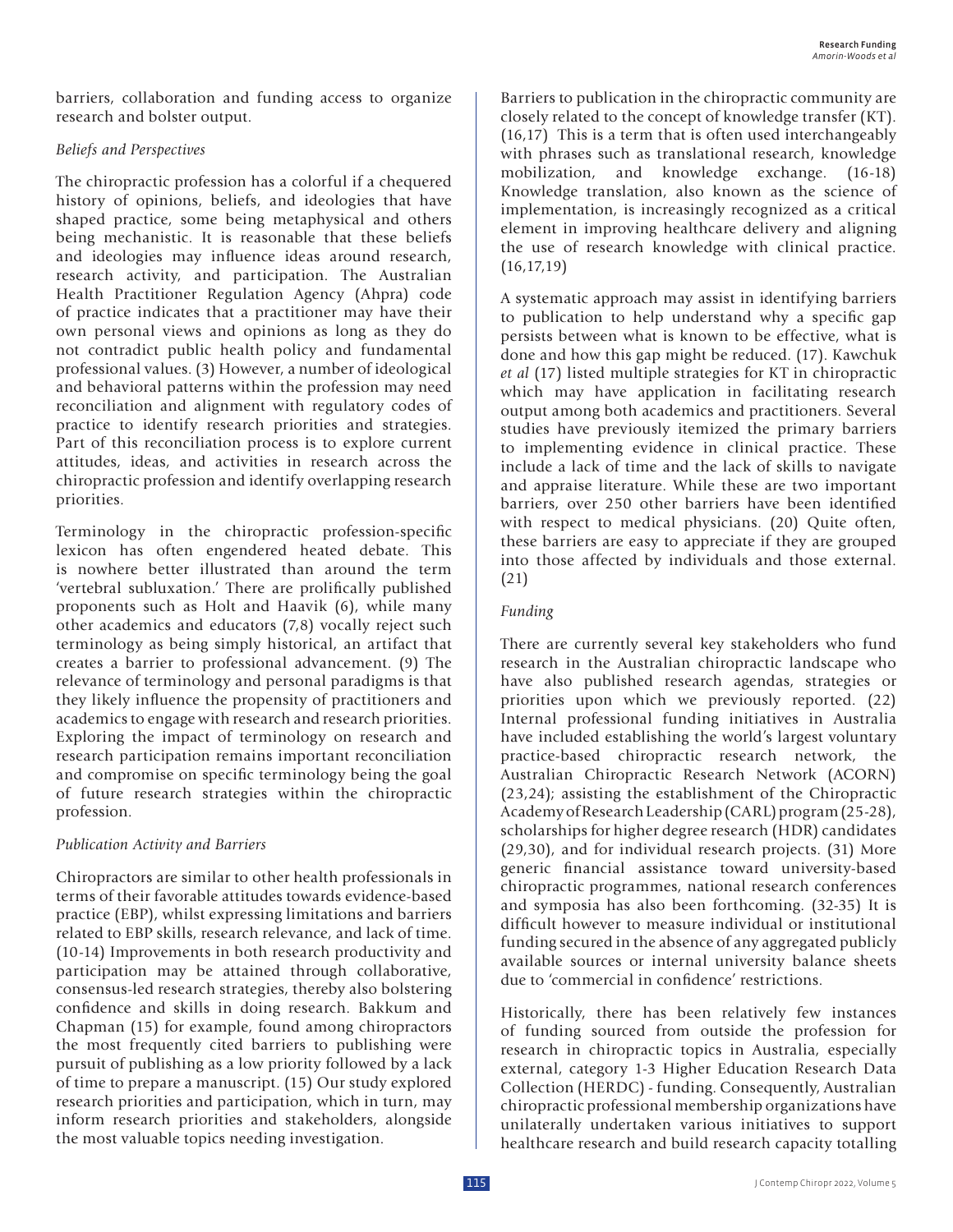barriers, collaboration and funding access to organize research and bolster output.

### *Beliefs and Perspectives*

The chiropractic profession has a colorful if a chequered history of opinions, beliefs, and ideologies that have shaped practice, some being metaphysical and others being mechanistic. It is reasonable that these beliefs and ideologies may influence ideas around research, research activity, and participation. The Australian Health Practitioner Regulation Agency (Ahpra) code of practice indicates that a practitioner may have their own personal views and opinions as long as they do not contradict public health policy and fundamental professional values. (3) However, a number of ideological and behavioral patterns within the profession may need reconciliation and alignment with regulatory codes of practice to identify research priorities and strategies. Part of this reconciliation process is to explore current attitudes, ideas, and activities in research across the chiropractic profession and identify overlapping research priorities.

Terminology in the chiropractic profession-specific lexicon has often engendered heated debate. This is nowhere better illustrated than around the term 'vertebral subluxation.' There are prolifically published proponents such as Holt and Haavik (6), while many other academics and educators (7,8) vocally reject such terminology as being simply historical, an artifact that creates a barrier to professional advancement. (9) The relevance of terminology and personal paradigms is that they likely influence the propensity of practitioners and academics to engage with research and research priorities. Exploring the impact of terminology on research and research participation remains important reconciliation and compromise on specific terminology being the goal of future research strategies within the chiropractic profession.

### *Publication Activity and Barriers*

Chiropractors are similar to other health professionals in terms of their favorable attitudes towards evidence-based practice (EBP), whilst expressing limitations and barriers related to EBP skills, research relevance, and lack of time. (10-14) Improvements in both research productivity and participation may be attained through collaborative, consensus-led research strategies, thereby also bolstering confidence and skills in doing research. Bakkum and Chapman (15) for example, found among chiropractors the most frequently cited barriers to publishing were pursuit of publishing as a low priority followed by a lack of time to prepare a manuscript. (15) Our study explored research priorities and participation, which in turn, may inform research priorities and stakeholders, alongside the most valuable topics needing investigation.

Barriers to publication in the chiropractic community are closely related to the concept of knowledge transfer (KT). (16,17) This is a term that is often used interchangeably with phrases such as translational research, knowledge mobilization, and knowledge exchange. (16-18) Knowledge translation, also known as the science of implementation, is increasingly recognized as a critical element in improving healthcare delivery and aligning the use of research knowledge with clinical practice. (16,17,19)

A systematic approach may assist in identifying barriers to publication to help understand why a specific gap persists between what is known to be effective, what is done and how this gap might be reduced. (17). Kawchuk *et al* (17) listed multiple strategies for KT in chiropractic which may have application in facilitating research output among both academics and practitioners. Several studies have previously itemized the primary barriers to implementing evidence in clinical practice. These include a lack of time and the lack of skills to navigate and appraise literature. While these are two important barriers, over 250 other barriers have been identified with respect to medical physicians. (20) Quite often, these barriers are easy to appreciate if they are grouped into those affected by individuals and those external. (21)

### *Funding*

There are currently several key stakeholders who fund research in the Australian chiropractic landscape who have also published research agendas, strategies or priorities upon which we previously reported. (22) Internal professional funding initiatives in Australia have included establishing the world's largest voluntary practice-based chiropractic research network, the Australian Chiropractic Research Network (ACORN) (23,24); assisting the establishment of the Chiropractic Academy of Research Leadership (CARL) program (25-28), scholarships for higher degree research (HDR) candidates (29,30), and for individual research projects. (31) More generic financial assistance toward university-based chiropractic programmes, national research conferences and symposia has also been forthcoming. (32-35) It is difficult however to measure individual or institutional funding secured in the absence of any aggregated publicly available sources or internal university balance sheets due to 'commercial in confidence' restrictions.

Historically, there has been relatively few instances of funding sourced from outside the profession for research in chiropractic topics in Australia, especially external, category 1-3 Higher Education Research Data Collection (HERDC) - funding. Consequently, Australian chiropractic professional membership organizations have unilaterally undertaken various initiatives to support healthcare research and build research capacity totalling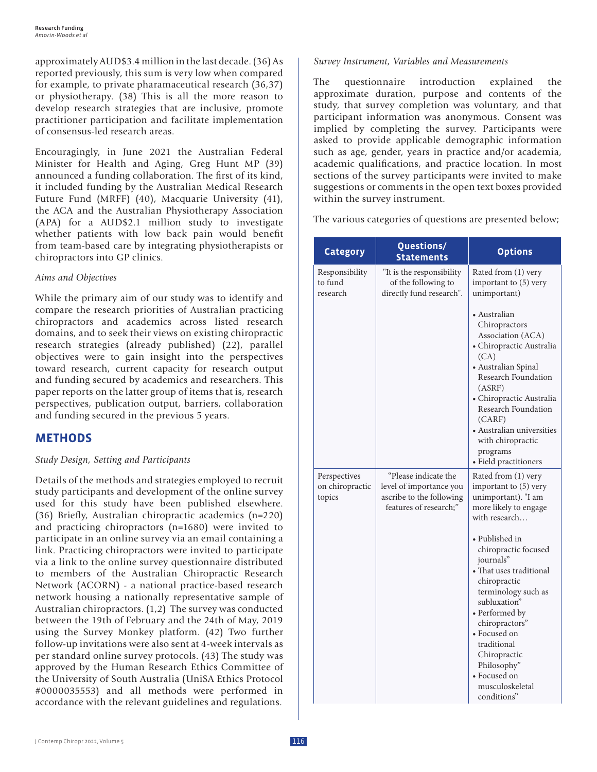approximately AUD$3.4 million in the last decade. (36) As reported previously, this sum is very low when compared for example, to private pharamaceutical research (36,37) or physiotherapy. (38) This is all the more reason to develop research strategies that are inclusive, promote practitioner participation and facilitate implementation of consensus-led research areas.

Encouragingly, in June 2021 the Australian Federal Minister for Health and Aging, Greg Hunt MP (39) announced a funding collaboration. The first of its kind, it included funding by the Australian Medical Research Future Fund (MRFF) (40), Macquarie University (41), the ACA and the Australian Physiotherapy Association (APA) for a AUD$2.1 million study to investigate whether patients with low back pain would benefit from team-based care by integrating physiotherapists or chiropractors into GP clinics.

*Aims and Objectives*

While the primary aim of our study was to identify and compare the research priorities of Australian practicing chiropractors and academics across listed research domains, and to seek their views on existing chiropractic research strategies (already published) (22), parallel objectives were to gain insight into the perspectives toward research, current capacity for research output and funding secured by academics and researchers. This paper reports on the latter group of items that is, research perspectives, publication output, barriers, collaboration and funding secured in the previous 5 years.

## METHODS

*Study Design, Setting and Participants*

Details of the methods and strategies employed to recruit study participants and development of the online survey used for this study have been published elsewhere. (36) Briefly, Australian chiropractic academics (n=220) and practicing chiropractors (n=1680) were invited to participate in an online survey via an email containing a link. Practicing chiropractors were invited to participate via a link to the online survey questionnaire distributed to members of the Australian Chiropractic Research Network (ACORN) - a national practice-based research network housing a nationally representative sample of Australian chiropractors. (1,2) The survey was conducted between the 19th of February and the 24th of May, 2019 using the Survey Monkey platform. (42) Two further follow-up invitations were also sent at 4-week intervals as per standard online survey protocols. (43) The study was approved by the Human Research Ethics Committee of the University of South Australia (UniSA Ethics Protocol #0000035553) and all methods were performed in accordance with the relevant guidelines and regulations.

*Survey Instrument, Variables and Measurements*

The questionnaire introduction explained the approximate duration, purpose and contents of the study, that survey completion was voluntary, and that participant information was anonymous. Consent was implied by completing the survey. Participants were asked to provide applicable demographic information such as age, gender, years in practice and/or academia, academic qualifications, and practice location. In most sections of the survey participants were invited to make suggestions or comments in the open text boxes provided within the survey instrument.

The various categories of questions are presented below;

| Category | Questions/ Statements | Options |
|---|---|---|
| Responsibility to fund research | "It is the responsibility of the following to directly fund research". | Rated from (1) very important to (5) very unimportant)<br><br>• Australian Chiropractors Association (ACA)<br>• Chiropractic Australia (CA)<br>• Australian Spinal Research Foundation (ASRF)<br>• Chiropractic Australia Research Foundation (CARF)<br>• Australian universities with chiropractic programs<br>• Field practitioners |
| Perspectives on chiropractic topics | "Please indicate the level of importance you ascribe to the following features of research;" | Rated from (1) very important to (5) very unimportant). "I am more likely to engage with research…<br><br>• Published in chiropractic focused journals"<br>• That uses traditional chiropractic terminology such as subluxation"<br>• Performed by chiropractors"<br>• Focused on traditional Chiropractic Philosophy"<br>• Focused on musculoskeletal conditions" |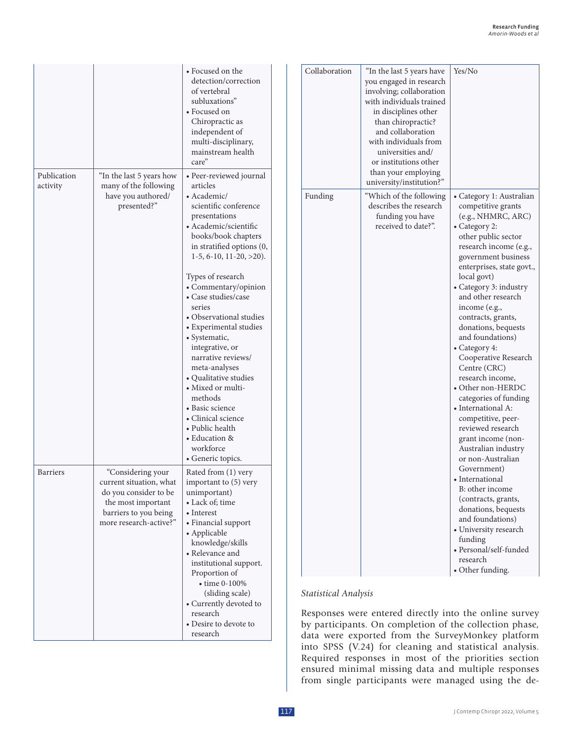| | | • Focused on the detection/correction of vertebral subluxations" • Focused on Chiropractic as independent of multi-disciplinary, mainstream health care" |
|---|---|---|
| Publication activity | "In the last 5 years how many of the following have you authored/ presented?" | • Peer-reviewed journal articles • Academic/ scientific conference presentations • Academic/scientific books/book chapters in stratified options (0, 1-5, 6-10, 11-20, >20). Types of research • Commentary/opinion • Case studies/case series • Observational studies • Experimental studies • Systematic, integrative, or narrative reviews/ meta-analyses • Qualitative studies • Mixed or multi-methods • Basic science • Clinical science • Public health • Education & workforce • Generic topics. |
| Barriers | "Considering your current situation, what do you consider to be the most important barriers to you being more research-active?" | Rated from (1) very important to (5) very unimportant) • Lack of; time • Interest • Financial support • Applicable knowledge/skills • Relevance and institutional support. Proportion of • time 0-100% (sliding scale) • Currently devoted to research • Desire to devote to research |
| Collaboration | "In the last 5 years have you engaged in research involving; collaboration with individuals trained in disciplines other than chiropractic? and collaboration with individuals from universities and/ or institutions other than your employing university/institution?" | Yes/No |
| Funding | "Which of the following describes the research funding you have received to date?". | • Category 1: Australian competitive grants (e.g., NHMRC, ARC) • Category 2: other public sector research income (e.g., government business enterprises, state govt., local govt) • Category 3: industry and other research income (e.g., contracts, grants, donations, bequests and foundations) • Category 4: Cooperative Research Centre (CRC) research income, • Other non-HERDC categories of funding • International A: competitive, peer-reviewed research grant income (non-Australian industry or non-Australian Government) • International B: other income (contracts, grants, donations, bequests and foundations) • University research funding • Personal/self-funded research • Other funding. |

*Statistical Analysis*

Responses were entered directly into the online survey by participants. On completion of the collection phase, data were exported from the SurveyMonkey platform into SPSS (V.24) for cleaning and statistical analysis. Required responses in most of the priorities section ensured minimal missing data and multiple responses from single participants were managed using the de-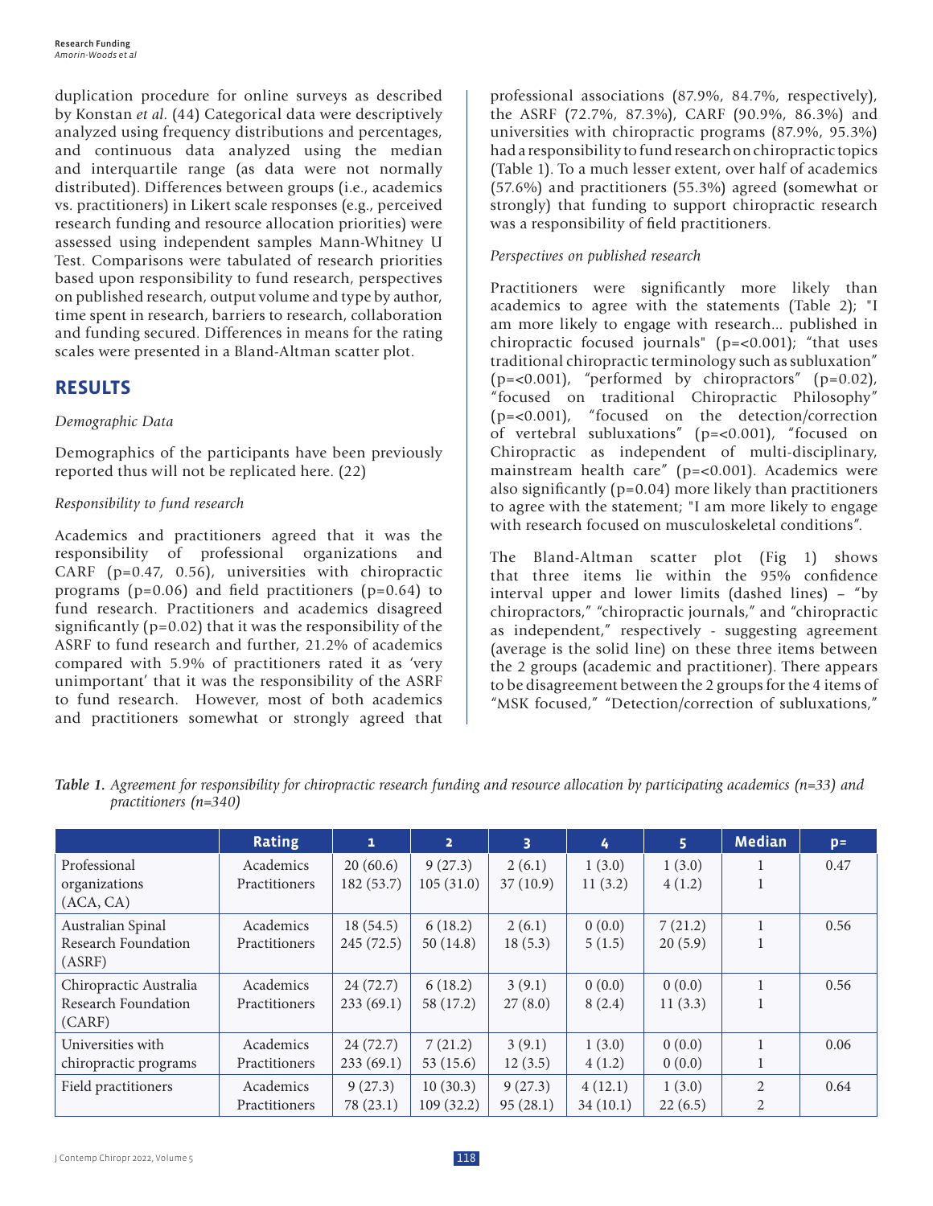duplication procedure for online surveys as described by Konstan *et al.* (44) Categorical data were descriptively analyzed using frequency distributions and percentages, and continuous data analyzed using the median and interquartile range (as data were not normally distributed). Differences between groups (i.e., academics vs. practitioners) in Likert scale responses (e.g., perceived research funding and resource allocation priorities) were assessed using independent samples Mann-Whitney U Test. Comparisons were tabulated of research priorities based upon responsibility to fund research, perspectives on published research, output volume and type by author, time spent in research, barriers to research, collaboration and funding secured. Differences in means for the rating scales were presented in a Bland-Altman scatter plot.

## RESULTS

### *Demographic Data*

Demographics of the participants have been previously reported thus will not be replicated here. (22)

### *Responsibility to fund research*

Academics and practitioners agreed that it was the responsibility of professional organizations and CARF (p=0.47, 0.56), universities with chiropractic programs (p=0.06) and field practitioners (p=0.64) to fund research. Practitioners and academics disagreed significantly (p=0.02) that it was the responsibility of the ASRF to fund research and further, 21.2% of academics compared with 5.9% of practitioners rated it as 'very unimportant' that it was the responsibility of the ASRF to fund research. However, most of both academics and practitioners somewhat or strongly agreed that professional associations (87.9%, 84.7%, respectively), the ASRF (72.7%, 87.3%), CARF (90.9%, 86.3%) and universities with chiropractic programs (87.9%, 95.3%) had a responsibility to fund research on chiropractic topics (Table 1). To a much lesser extent, over half of academics (57.6%) and practitioners (55.3%) agreed (somewhat or strongly) that funding to support chiropractic research was a responsibility of field practitioners.

### *Perspectives on published research*

Practitioners were significantly more likely than academics to agree with the statements (Table 2); "I am more likely to engage with research... published in chiropractic focused journals" (p=<0.001); "that uses traditional chiropractic terminology such as subluxation" (p=<0.001), "performed by chiropractors" (p=0.02), "focused on traditional Chiropractic Philosophy" (p=<0.001), "focused on the detection/correction of vertebral subluxations" (p=<0.001), "focused on Chiropractic as independent of multi-disciplinary, mainstream health care" (p=<0.001). Academics were also significantly (p=0.04) more likely than practitioners to agree with the statement; "I am more likely to engage with research focused on musculoskeletal conditions".

The Bland-Altman scatter plot (Fig 1) shows that three items lie within the 95% confidence interval upper and lower limits (dashed lines) – "by chiropractors," "chiropractic journals," and "chiropractic as independent," respectively - suggesting agreement (average is the solid line) on these three items between the 2 groups (academic and practitioner). There appears to be disagreement between the 2 groups for the 4 items of "MSK focused," "Detection/correction of subluxations,"

***Table 1.*** *Agreement for responsibility for chiropractic research funding and resource allocation by participating academics (n=33) and practitioners (n=340)*

| | Rating | 1 | 2 | 3 | 4 | 5 | Median | p= |
|---|---|---|---|---|---|---|---|---|
| Professional organizations (ACA, CA) | Academics<br>Practitioners | 20 (60.6)<br>182 (53.7) | 9 (27.3)<br>105 (31.0) | 2 (6.1)<br>37 (10.9) | 1 (3.0)<br>11 (3.2) | 1 (3.0)<br>4 (1.2) | 1<br>1 | 0.47 |
| Australian Spinal Research Foundation (ASRF) | Academics<br>Practitioners | 18 (54.5)<br>245 (72.5) | 6 (18.2)<br>50 (14.8) | 2 (6.1)<br>18 (5.3) | 0 (0.0)<br>5 (1.5) | 7 (21.2)<br>20 (5.9) | 1<br>1 | 0.56 |
| Chiropractic Australia Research Foundation (CARF) | Academics<br>Practitioners | 24 (72.7)<br>233 (69.1) | 6 (18.2)<br>58 (17.2) | 3 (9.1)<br>27 (8.0) | 0 (0.0)<br>8 (2.4) | 0 (0.0)<br>11 (3.3) | 1<br>1 | 0.56 |
| Universities with chiropractic programs | Academics<br>Practitioners | 24 (72.7)<br>233 (69.1) | 7 (21.2)<br>53 (15.6) | 3 (9.1)<br>12 (3.5) | 1 (3.0)<br>4 (1.2) | 0 (0.0)<br>0 (0.0) | 1<br>1 | 0.06 |
| Field practitioners | Academics<br>Practitioners | 9 (27.3)<br>78 (23.1) | 10 (30.3)<br>109 (32.2) | 9 (27.3)<br>95 (28.1) | 4 (12.1)<br>34 (10.1) | 1 (3.0)<br>22 (6.5) | 2<br>2 | 0.64 |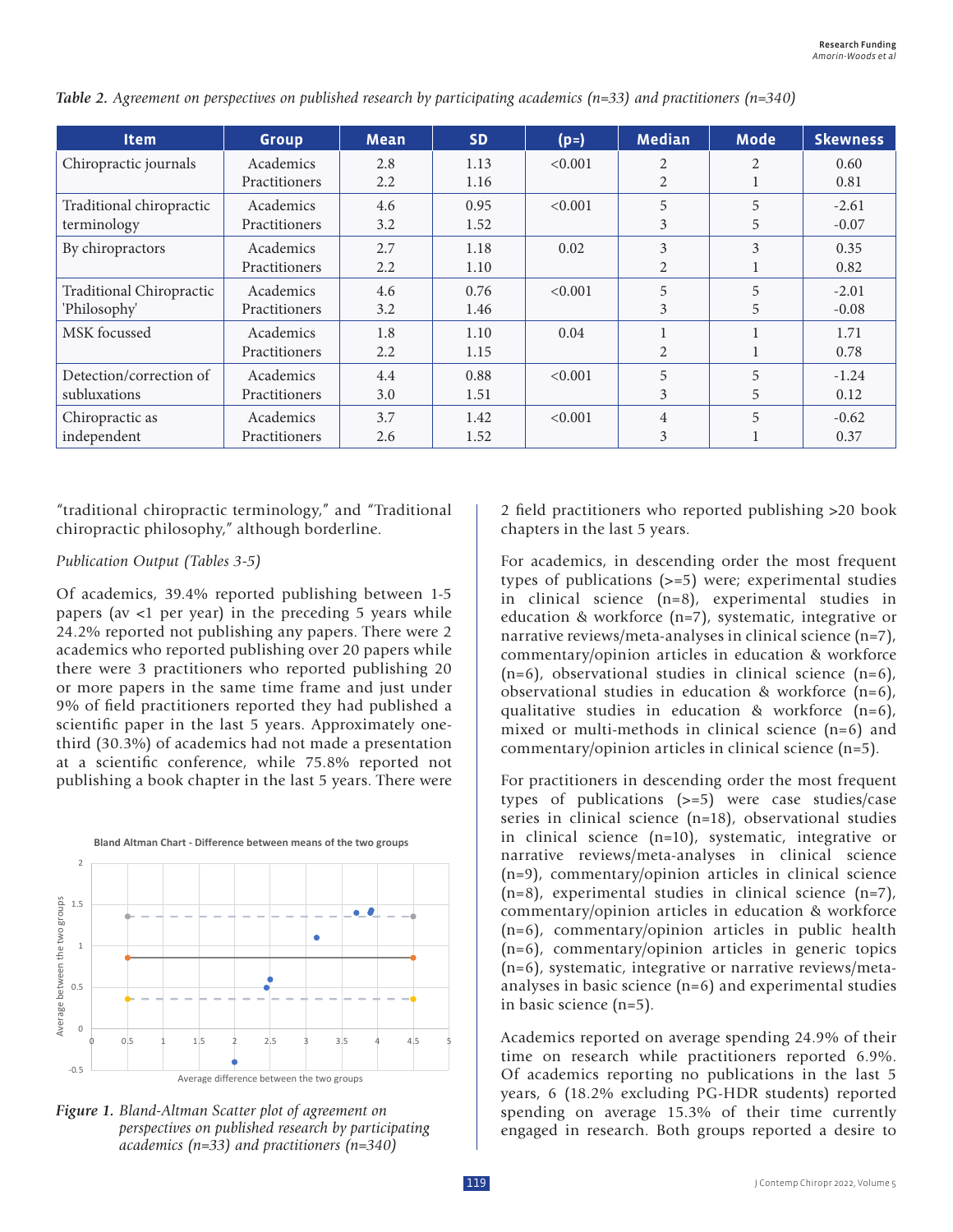*Table 2. Agreement on perspectives on published research by participating academics (n=33) and practitioners (n=340)*

| Item | Group | Mean | SD | (p=) | Median | Mode | Skewness |
|---|---|---|---|---|---|---|---|
| Chiropractic journals | Academics<br>Practitioners | 2.8<br>2.2 | 1.13<br>1.16 | <0.001 | 2<br>2 | 2<br>1 | 0.60<br>0.81 |
| Traditional chiropractic terminology | Academics<br>Practitioners | 4.6<br>3.2 | 0.95<br>1.52 | <0.001 | 5<br>3 | 5<br>5 | -2.61<br>-0.07 |
| By chiropractors | Academics<br>Practitioners | 2.7<br>2.2 | 1.18<br>1.10 | 0.02 | 3<br>2 | 3<br>1 | 0.35<br>0.82 |
| Traditional Chiropractic 'Philosophy' | Academics<br>Practitioners | 4.6<br>3.2 | 0.76<br>1.46 | <0.001 | 5<br>3 | 5<br>5 | -2.01<br>-0.08 |
| MSK focussed | Academics<br>Practitioners | 1.8<br>2.2 | 1.10<br>1.15 | 0.04 | 1<br>2 | 1<br>1 | 1.71<br>0.78 |
| Detection/correction of subluxations | Academics<br>Practitioners | 4.4<br>3.0 | 0.88<br>1.51 | <0.001 | 5<br>3 | 5<br>5 | -1.24<br>0.12 |
| Chiropractic as independent | Academics<br>Practitioners | 3.7<br>2.6 | 1.42<br>1.52 | <0.001 | 4<br>3 | 5<br>1 | -0.62<br>0.37 |

"traditional chiropractic terminology," and "Traditional chiropractic philosophy," although borderline.

*Publication Output (Tables 3-5)*

Of academics, 39.4% reported publishing between 1-5 papers (av <1 per year) in the preceding 5 years while 24.2% reported not publishing any papers. There were 2 academics who reported publishing over 20 papers while there were 3 practitioners who reported publishing 20 or more papers in the same time frame and just under 9% of field practitioners reported they had published a scientific paper in the last 5 years. Approximately one-third (30.3%) of academics had not made a presentation at a scientific conference, while 75.8% reported not publishing a book chapter in the last 5 years. There were 2 field practitioners who reported publishing >20 book chapters in the last 5 years.

*Figure 1. Bland-Altman Scatter plot of agreement on perspectives on published research by participating academics (n=33) and practitioners (n=340)*

For academics, in descending order the most frequent types of publications (>=5) were; experimental studies in clinical science (n=8), experimental studies in education & workforce (n=7), systematic, integrative or narrative reviews/meta-analyses in clinical science (n=7), commentary/opinion articles in education & workforce (n=6), observational studies in clinical science (n=6), observational studies in education & workforce (n=6), qualitative studies in education & workforce (n=6), mixed or multi-methods in clinical science (n=6) and commentary/opinion articles in clinical science (n=5).

For practitioners in descending order the most frequent types of publications (>=5) were case studies/case series in clinical science (n=18), observational studies in clinical science (n=10), systematic, integrative or narrative reviews/meta-analyses in clinical science (n=9), commentary/opinion articles in clinical science (n=8), experimental studies in clinical science (n=7), commentary/opinion articles in education & workforce (n=6), commentary/opinion articles in public health (n=6), commentary/opinion articles in generic topics (n=6), systematic, integrative or narrative reviews/meta-analyses in basic science (n=6) and experimental studies in basic science (n=5).

Academics reported on average spending 24.9% of their time on research while practitioners reported 6.9%. Of academics reporting no publications in the last 5 years, 6 (18.2% excluding PG-HDR students) reported spending on average 15.3% of their time currently engaged in research. Both groups reported a desire to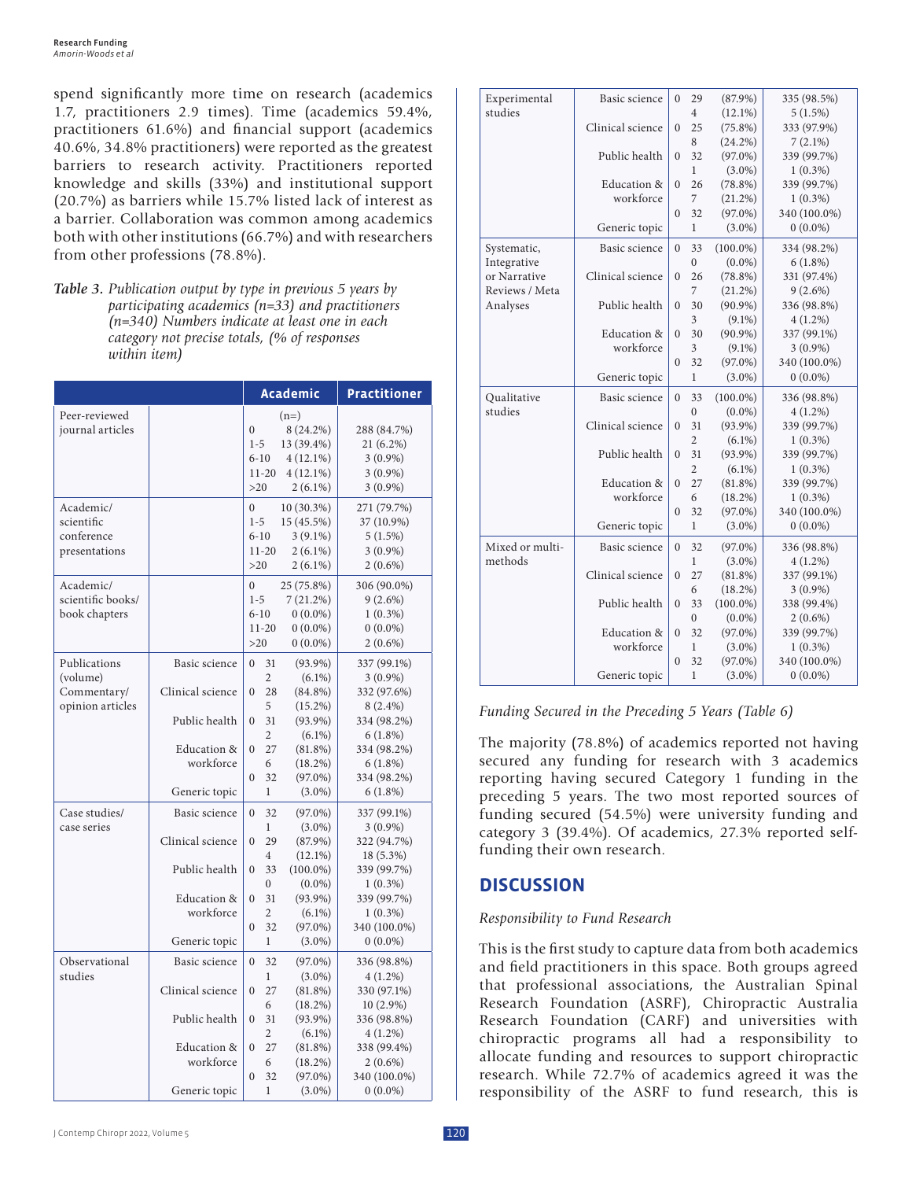spend significantly more time on research (academics 1.7, practitioners 2.9 times). Time (academics 59.4%, practitioners 61.6%) and financial support (academics 40.6%, 34.8% practitioners) were reported as the greatest barriers to research activity. Practitioners reported knowledge and skills (33%) and institutional support (20.7%) as barriers while 15.7% listed lack of interest as a barrier. Collaboration was common among academics both with other institutions (66.7%) and with researchers from other professions (78.8%).

*Table 3. Publication output by type in previous 5 years by participating academics (n=33) and practitioners (n=340) Numbers indicate at least one in each category not precise totals, (% of responses within item)*

| | | Academic | | Practitioner |
|---|---|---|---|---|
| Peer-reviewed journal articles | | | (n=) | |
| | | 0 | 8 (24.2%) | 288 (84.7%) |
| | | 1-5 | 13 (39.4%) | 21 (6.2%) |
| | | 6-10 | 4 (12.1%) | 3 (0.9%) |
| | | 11-20 | 4 (12.1%) | 3 (0.9%) |
| | | >20 | 2 (6.1%) | 3 (0.9%) |
| Academic/ scientific conference presentations | | 0 | 10 (30.3%) | 271 (79.7%) |
| | | 1-5 | 15 (45.5%) | 37 (10.9%) |
| | | 6-10 | 3 (9.1%) | 5 (1.5%) |
| | | 11-20 | 2 (6.1%) | 3 (0.9%) |
| | | >20 | 2 (6.1%) | 2 (0.6%) |
| Academic/ scientific books/ book chapters | | 0 | 25 (75.8%) | 306 (90.0%) |
| | | 1-5 | 7 (21.2%) | 9 (2.6%) |
| | | 6-10 | 0 (0.0%) | 1 (0.3%) |
| | | 11-20 | 0 (0.0%) | 0 (0.0%) |
| | | >20 | 0 (0.0%) | 2 (0.6%) |
| Publications (volume) Commentary/ opinion articles | Basic science | 0 | 31 (93.9%) | 337 (99.1%) |
| | | | 2 (6.1%) | 3 (0.9%) |
| | Clinical science | 0 | 28 (84.8%) | 332 (97.6%) |
| | | | 5 (15.2%) | 8 (2.4%) |
| | Public health | 0 | 31 (93.9%) | 334 (98.2%) |
| | | | 2 (6.1%) | 6 (1.8%) |
| | Education & workforce | 0 | 27 (81.8%) | 334 (98.2%) |
| | | | 6 (18.2%) | 6 (1.8%) |
| | Generic topic | 0 | 32 (97.0%) | 334 (98.2%) |
| | | | 1 (3.0%) | 6 (1.8%) |
| Case studies/ case series | Basic science | 0 | 32 (97.0%) | 337 (99.1%) |
| | | | 1 (3.0%) | 3 (0.9%) |
| | Clinical science | 0 | 29 (87.9%) | 322 (94.7%) |
| | | | 4 (12.1%) | 18 (5.3%) |
| | Public health | 0 | 33 (100.0%) | 339 (99.7%) |
| | | | 0 (0.0%) | 1 (0.3%) |
| | Education & workforce | 0 | 31 (93.9%) | 339 (99.7%) |
| | | | 2 (6.1%) | 1 (0.3%) |
| | Generic topic | 0 | 32 (97.0%) | 340 (100.0%) |
| | | | 1 (3.0%) | 0 (0.0%) |
| Observational studies | Basic science | 0 | 32 (97.0%) | 336 (98.8%) |
| | | | 1 (3.0%) | 4 (1.2%) |
| | Clinical science | 0 | 27 (81.8%) | 330 (97.1%) |
| | | | 6 (18.2%) | 10 (2.9%) |
| | Public health | 0 | 31 (93.9%) | 336 (98.8%) |
| | | | 2 (6.1%) | 4 (1.2%) |
| | Education & workforce | 0 | 27 (81.8%) | 338 (99.4%) |
| | | | 6 (18.2%) | 2 (0.6%) |
| | Generic topic | 0 | 32 (97.0%) | 340 (100.0%) |
| | | | 1 (3.0%) | 0 (0.0%) |
| Experimental studies | Basic science | 0 | 29 (87.9%) | 335 (98.5%) |
| | | | 4 (12.1%) | 5 (1.5%) |
| | Clinical science | 0 | 25 (75.8%) | 333 (97.9%) |
| | | | 8 (24.2%) | 7 (2.1%) |
| | Public health | 0 | 32 (97.0%) | 339 (99.7%) |
| | | | 1 (3.0%) | 1 (0.3%) |
| | Education & workforce | 0 | 26 (78.8%) | 339 (99.7%) |
| | | | 7 (21.2%) | 1 (0.3%) |
| | Generic topic | 0 | 32 (97.0%) | 340 (100.0%) |
| | | | 1 (3.0%) | 0 (0.0%) |
| Systematic, Integrative or Narrative Reviews / Meta Analyses | Basic science | 0 | 33 (100.0%) | 334 (98.2%) |
| | | | 0 (0.0%) | 6 (1.8%) |
| | Clinical science | 0 | 26 (78.8%) | 331 (97.4%) |
| | | | 7 (21.2%) | 9 (2.6%) |
| | Public health | 0 | 30 (90.9%) | 336 (98.8%) |
| | | | 3 (9.1%) | 4 (1.2%) |
| | Education & workforce | 0 | 30 (90.9%) | 337 (99.1%) |
| | | | 3 (9.1%) | 3 (0.9%) |
| | Generic topic | 0 | 32 (97.0%) | 340 (100.0%) |
| | | | 1 (3.0%) | 0 (0.0%) |
| Qualitative studies | Basic science | 0 | 33 (100.0%) | 336 (98.8%) |
| | | | 0 (0.0%) | 4 (1.2%) |
| | Clinical science | 0 | 31 (93.9%) | 339 (99.7%) |
| | | | 2 (6.1%) | 1 (0.3%) |
| | Public health | 0 | 31 (93.9%) | 339 (99.7%) |
| | | | 2 (6.1%) | 1 (0.3%) |
| | Education & workforce | 0 | 27 (81.8%) | 339 (99.7%) |
| | | | 6 (18.2%) | 1 (0.3%) |
| | Generic topic | 0 | 32 (97.0%) | 340 (100.0%) |
| | | | 1 (3.0%) | 0 (0.0%) |
| Mixed or multi-methods | Basic science | 0 | 32 (97.0%) | 336 (98.8%) |
| | | | 1 (3.0%) | 4 (1.2%) |
| | Clinical science | 0 | 27 (81.8%) | 337 (99.1%) |
| | | | 6 (18.2%) | 3 (0.9%) |
| | Public health | 0 | 33 (100.0%) | 338 (99.4%) |
| | | | 0 (0.0%) | 2 (0.6%) |
| | Education & workforce | 0 | 32 (97.0%) | 339 (99.7%) |
| | | | 1 (3.0%) | 1 (0.3%) |
| | Generic topic | 0 | 32 (97.0%) | 340 (100.0%) |
| | | | 1 (3.0%) | 0 (0.0%) |

*Funding Secured in the Preceding 5 Years (Table 6)*

The majority (78.8%) of academics reported not having secured any funding for research with 3 academics reporting having secured Category 1 funding in the preceding 5 years. The two most reported sources of funding secured (54.5%) were university funding and category 3 (39.4%). Of academics, 27.3% reported self-funding their own research.

## DISCUSSION

*Responsibility to Fund Research*

This is the first study to capture data from both academics and field practitioners in this space. Both groups agreed that professional associations, the Australian Spinal Research Foundation (ASRF), Chiropractic Australia Research Foundation (CARF) and universities with chiropractic programs all had a responsibility to allocate funding and resources to support chiropractic research. While 72.7% of academics agreed it was the responsibility of the ASRF to fund research, this is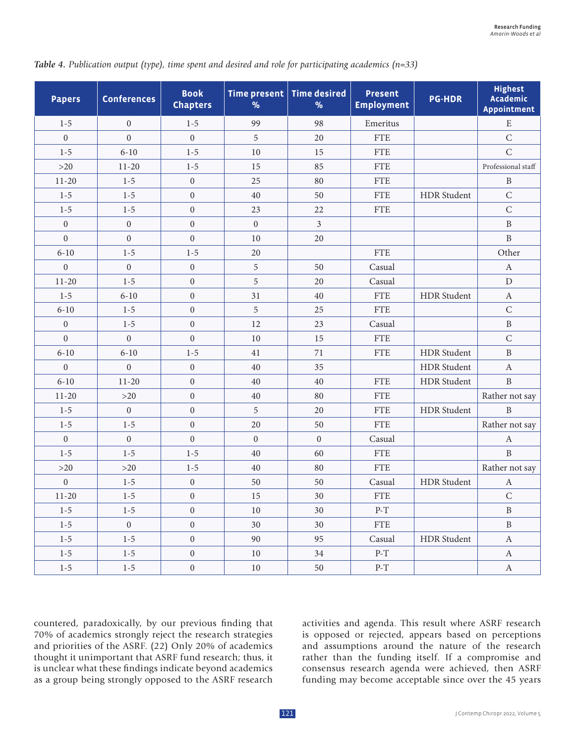*Table 4. Publication output (type), time spent and desired and role for participating academics (n=33)*

| Papers | Conferences | Book Chapters | Time present % | Time desired % | Present Employment | PG-HDR | Highest Academic Appointment |
|---|---|---|---|---|---|---|---|
| 1-5 | 0 | 1-5 | 99 | 98 | Emeritus | | E |
| 0 | 0 | 0 | 5 | 20 | FTE | | C |
| 1-5 | 6-10 | 1-5 | 10 | 15 | FTE | | C |
| >20 | 11-20 | 1-5 | 15 | 85 | FTE | | Professional staff |
| 11-20 | 1-5 | 0 | 25 | 80 | FTE | | B |
| 1-5 | 1-5 | 0 | 40 | 50 | FTE | HDR Student | C |
| 1-5 | 1-5 | 0 | 23 | 22 | FTE | | C |
| 0 | 0 | 0 | 0 | 3 | | | B |
| 0 | 0 | 0 | 10 | 20 | | | B |
| 6-10 | 1-5 | 1-5 | 20 | | FTE | | Other |
| 0 | 0 | 0 | 5 | 50 | Casual | | A |
| 11-20 | 1-5 | 0 | 5 | 20 | Casual | | D |
| 1-5 | 6-10 | 0 | 31 | 40 | FTE | HDR Student | A |
| 6-10 | 1-5 | 0 | 5 | 25 | FTE | | C |
| 0 | 1-5 | 0 | 12 | 23 | Casual | | B |
| 0 | 0 | 0 | 10 | 15 | FTE | | C |
| 6-10 | 6-10 | 1-5 | 41 | 71 | FTE | HDR Student | B |
| 0 | 0 | 0 | 40 | 35 | | HDR Student | A |
| 6-10 | 11-20 | 0 | 40 | 40 | FTE | HDR Student | B |
| 11-20 | >20 | 0 | 40 | 80 | FTE | | Rather not say |
| 1-5 | 0 | 0 | 5 | 20 | FTE | HDR Student | B |
| 1-5 | 1-5 | 0 | 20 | 50 | FTE | | Rather not say |
| 0 | 0 | 0 | 0 | 0 | Casual | | A |
| 1-5 | 1-5 | 1-5 | 40 | 60 | FTE | | B |
| >20 | >20 | 1-5 | 40 | 80 | FTE | | Rather not say |
| 0 | 1-5 | 0 | 50 | 50 | Casual | HDR Student | A |
| 11-20 | 1-5 | 0 | 15 | 30 | FTE | | C |
| 1-5 | 1-5 | 0 | 10 | 30 | P-T | | B |
| 1-5 | 0 | 0 | 30 | 30 | FTE | | B |
| 1-5 | 1-5 | 0 | 90 | 95 | Casual | HDR Student | A |
| 1-5 | 1-5 | 0 | 10 | 34 | P-T | | A |
| 1-5 | 1-5 | 0 | 10 | 50 | P-T | | A |

countered, paradoxically, by our previous finding that 70% of academics strongly reject the research strategies and priorities of the ASRF. (22) Only 20% of academics thought it unimportant that ASRF fund research; thus, it is unclear what these findings indicate beyond academics as a group being strongly opposed to the ASRF research activities and agenda. This result where ASRF research is opposed or rejected, appears based on perceptions and assumptions around the nature of the research rather than the funding itself. If a compromise and consensus research agenda were achieved, then ASRF funding may become acceptable since over the 45 years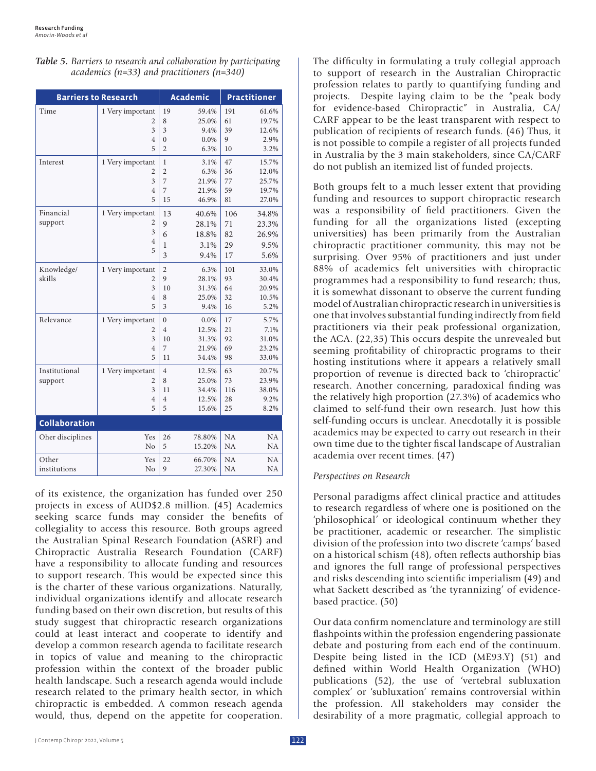*Table 5. Barriers to research and collaboration by participating academics (n=33) and practitioners (n=340)*

| Barriers to Research | | Academic | | Practitioner | |
|---|---|---|---|---|---|
| Time | 1 Very important | 19 | 59.4% | 191 | 61.6% |
| | 2 | 8 | 25.0% | 61 | 19.7% |
| | 3 | 3 | 9.4% | 39 | 12.6% |
| | 4 | 0 | 0.0% | 9 | 2.9% |
| | 5 | 2 | 6.3% | 10 | 3.2% |
| Interest | 1 Very important | 1 | 3.1% | 47 | 15.7% |
| | 2 | 2 | 6.3% | 36 | 12.0% |
| | 3 | 7 | 21.9% | 77 | 25.7% |
| | 4 | 7 | 21.9% | 59 | 19.7% |
| | 5 | 15 | 46.9% | 81 | 27.0% |
| Financial support | 1 Very important | 13 | 40.6% | 106 | 34.8% |
| | 2 | 9 | 28.1% | 71 | 23.3% |
| | 3 | 6 | 18.8% | 82 | 26.9% |
| | 4 | 1 | 3.1% | 29 | 9.5% |
| | 5 | 3 | 9.4% | 17 | 5.6% |
| Knowledge/ skills | 1 Very important | 2 | 6.3% | 101 | 33.0% |
| | 2 | 9 | 28.1% | 93 | 30.4% |
| | 3 | 10 | 31.3% | 64 | 20.9% |
| | 4 | 8 | 25.0% | 32 | 10.5% |
| | 5 | 3 | 9.4% | 16 | 5.2% |
| Relevance | 1 Very important | 0 | 0.0% | 17 | 5.7% |
| | 2 | 4 | 12.5% | 21 | 7.1% |
| | 3 | 10 | 31.3% | 92 | 31.0% |
| | 4 | 7 | 21.9% | 69 | 23.2% |
| | 5 | 11 | 34.4% | 98 | 33.0% |
| Institutional support | 1 Very important | 4 | 12.5% | 63 | 20.7% |
| | 2 | 8 | 25.0% | 73 | 23.9% |
| | 3 | 11 | 34.4% | 116 | 38.0% |
| | 4 | 4 | 12.5% | 28 | 9.2% |
| | 5 | 5 | 15.6% | 25 | 8.2% |
| **Collaboration** | | | | | |
| Oher disciplines | Yes | 26 | 78.80% | NA | NA |
| | No | 5 | 15.20% | NA | NA |
| Other institutions | Yes | 22 | 66.70% | NA | NA |
| | No | 9 | 27.30% | NA | NA |

of its existence, the organization has funded over 250 projects in excess of AUD$2.8 million. (45) Academics seeking scarce funds may consider the benefits of collegiality to access this resource. Both groups agreed the Australian Spinal Research Foundation (ASRF) and Chiropractic Australia Research Foundation (CARF) have a responsibility to allocate funding and resources to support research. This would be expected since this is the charter of these various organizations. Naturally, individual organizations identify and allocate research funding based on their own discretion, but results of this study suggest that chiropractic research organizations could at least interact and cooperate to identify and develop a common research agenda to facilitate research in topics of value and meaning to the chiropractic profession within the context of the broader public health landscape. Such a research agenda would include research related to the primary health sector, in which chiropractic is embedded. A common reseach agenda would, thus, depend on the appetite for cooperation. The difficulty in formulating a truly collegial approach to support of research in the Australian Chiropractic profession relates to partly to quantifying funding and projects. Despite laying claim to be the "peak body for evidence-based Chiropractic" in Australia, CA/CARF appear to be the least transparent with respect to publication of recipients of research funds. (46) Thus, it is not possible to compile a register of all projects funded in Australia by the 3 main stakeholders, since CA/CARF do not publish an itemized list of funded projects.

Both groups felt to a much lesser extent that providing funding and resources to support chiropractic research was a responsibility of field practitioners. Given the funding for all the organizations listed (excepting universities) has been primarily from the Australian chiropractic practitioner community, this may not be surprising. Over 95% of practitioners and just under 88% of academics felt universities with chiropractic programmes had a responsibility to fund research; thus, it is somewhat dissonant to observe the current funding model of Australian chiropractic research in universities is one that involves substantial funding indirectly from field practitioners via their peak professional organization, the ACA. (22,35) This occurs despite the unrevealed but seeming profitability of chiropractic programs to their hosting institutions where it appears a relatively small proportion of revenue is directed back to 'chiropractic' research. Another concerning, paradoxical finding was the relatively high proportion (27.3%) of academics who claimed to self-fund their own research. Just how this self-funding occurs is unclear. Anecdotally it is possible academics may be expected to carry out research in their own time due to the tighter fiscal landscape of Australian academia over recent times. (47)

*Perspectives on Research*

Personal paradigms affect clinical practice and attitudes to research regardless of where one is positioned on the 'philosophical' or ideological continuum whether they be practitioner, academic or researcher. The simplistic division of the profession into two discrete 'camps' based on a historical schism (48), often reflects authorship bias and ignores the full range of professional perspectives and risks descending into scientific imperialism (49) and what Sackett described as 'the tyrannizing' of evidence-based practice. (50)

Our data confirm nomenclature and terminology are still flashpoints within the profession engendering passionate debate and posturing from each end of the continuum. Despite being listed in the ICD (ME93.Y) (51) and defined within World Health Organization (WHO) publications (52), the use of 'vertebral subluxation complex' or 'subluxation' remains controversial within the profession. All stakeholders may consider the desirability of a more pragmatic, collegial approach to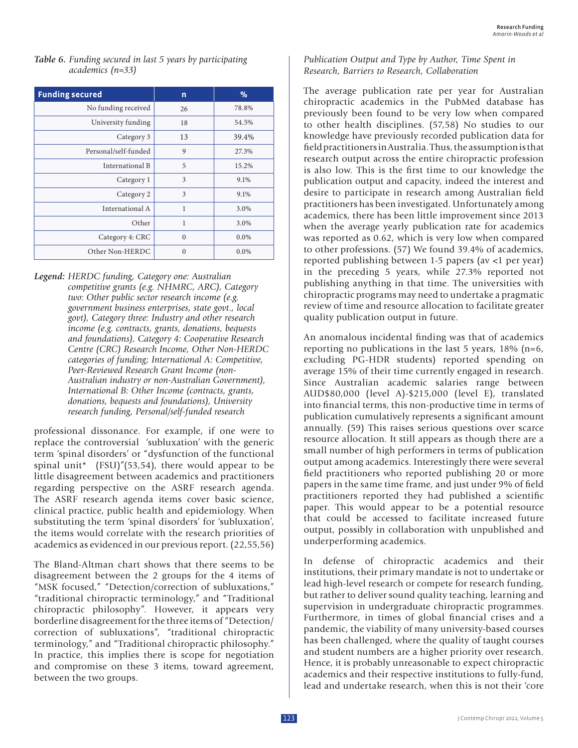*Table 6. Funding secured in last 5 years by participating academics (n=33)*

| Funding secured | n | % |
|---|---|---|
| No funding received | 26 | 78.8% |
| University funding | 18 | 54.5% |
| Category 3 | 13 | 39.4% |
| Personal/self-funded | 9 | 27.3% |
| International B | 5 | 15.2% |
| Category 1 | 3 | 9.1% |
| Category 2 | 3 | 9.1% |
| International A | 1 | 3.0% |
| Other | 1 | 3.0% |
| Category 4: CRC | 0 | 0.0% |
| Other Non-HERDC | 0 | 0.0% |

*Legend: HERDC funding, Category one: Australian competitive grants (e.g. NHMRC, ARC), Category two: Other public sector research income (e.g. government business enterprises, state govt., local govt), Category three: Industry and other research income (e.g. contracts, grants, donations, bequests and foundations), Category 4: Cooperative Research Centre (CRC) Research Income, Other Non-HERDC categories of funding; International A: Competitive, Peer-Reviewed Research Grant Income (non-Australian industry or non-Australian Government), International B: Other Income (contracts, grants, donations, bequests and foundations), University research funding, Personal/self-funded research*

professional dissonance. For example, if one were to replace the controversial 'subluxation' with the generic term 'spinal disorders' or "dysfunction of the functional spinal unit* (FSU)"(53,54), there would appear to be little disagreement between academics and practitioners regarding perspective on the ASRF research agenda. The ASRF research agenda items cover basic science, clinical practice, public health and epidemiology. When substituting the term 'spinal disorders' for 'subluxation', the items would correlate with the research priorities of academics as evidenced in our previous report. (22,55,56)

The Bland-Altman chart shows that there seems to be disagreement between the 2 groups for the 4 items of "MSK focused," "Detection/correction of subluxations," "traditional chiropractic terminology," and "Traditional chiropractic philosophy". However, it appears very borderline disagreement for the three items of "Detection/correction of subluxations", "traditional chiropractic terminology," and "Traditional chiropractic philosophy." In practice, this implies there is scope for negotiation and compromise on these 3 items, toward agreement, between the two groups.

*Publication Output and Type by Author, Time Spent in Research, Barriers to Research, Collaboration*

The average publication rate per year for Australian chiropractic academics in the PubMed database has previously been found to be very low when compared to other health disciplines. (57,58) No studies to our knowledge have previously recorded publication data for field practitioners in Australia. Thus, the assumption is that research output across the entire chiropractic profession is also low. This is the first time to our knowledge the publication output and capacity, indeed the interest and desire to participate in research among Australian field practitioners has been investigated. Unfortunately among academics, there has been little improvement since 2013 when the average yearly publication rate for academics was reported as 0.62, which is very low when compared to other professions. (57) We found 39.4% of academics, reported publishing between 1-5 papers (av <1 per year) in the preceding 5 years, while 27.3% reported not publishing anything in that time. The universities with chiropractic programs may need to undertake a pragmatic review of time and resource allocation to facilitate greater quality publication output in future.

An anomalous incidental finding was that of academics reporting no publications in the last 5 years, 18% (n=6, excluding PG-HDR students) reported spending on average 15% of their time currently engaged in research. Since Australian academic salaries range between AUD$80,000 (level A)-$215,000 (level E), translated into financial terms, this non-productive time in terms of publication cumulatively represents a significant amount annually. (59) This raises serious questions over scarce resource allocation. It still appears as though there are a small number of high performers in terms of publication output among academics. Interestingly there were several field practitioners who reported publishing 20 or more papers in the same time frame, and just under 9% of field practitioners reported they had published a scientific paper. This would appear to be a potential resource that could be accessed to facilitate increased future output, possibly in collaboration with unpublished and underperforming academics.

In defense of chiropractic academics and their institutions, their primary mandate is not to undertake or lead high-level research or compete for research funding, but rather to deliver sound quality teaching, learning and supervision in undergraduate chiropractic programmes. Furthermore, in times of global financial crises and a pandemic, the viability of many university-based courses has been challenged, where the quality of taught courses and student numbers are a higher priority over research. Hence, it is probably unreasonable to expect chiropractic academics and their respective institutions to fully-fund, lead and undertake research, when this is not their 'core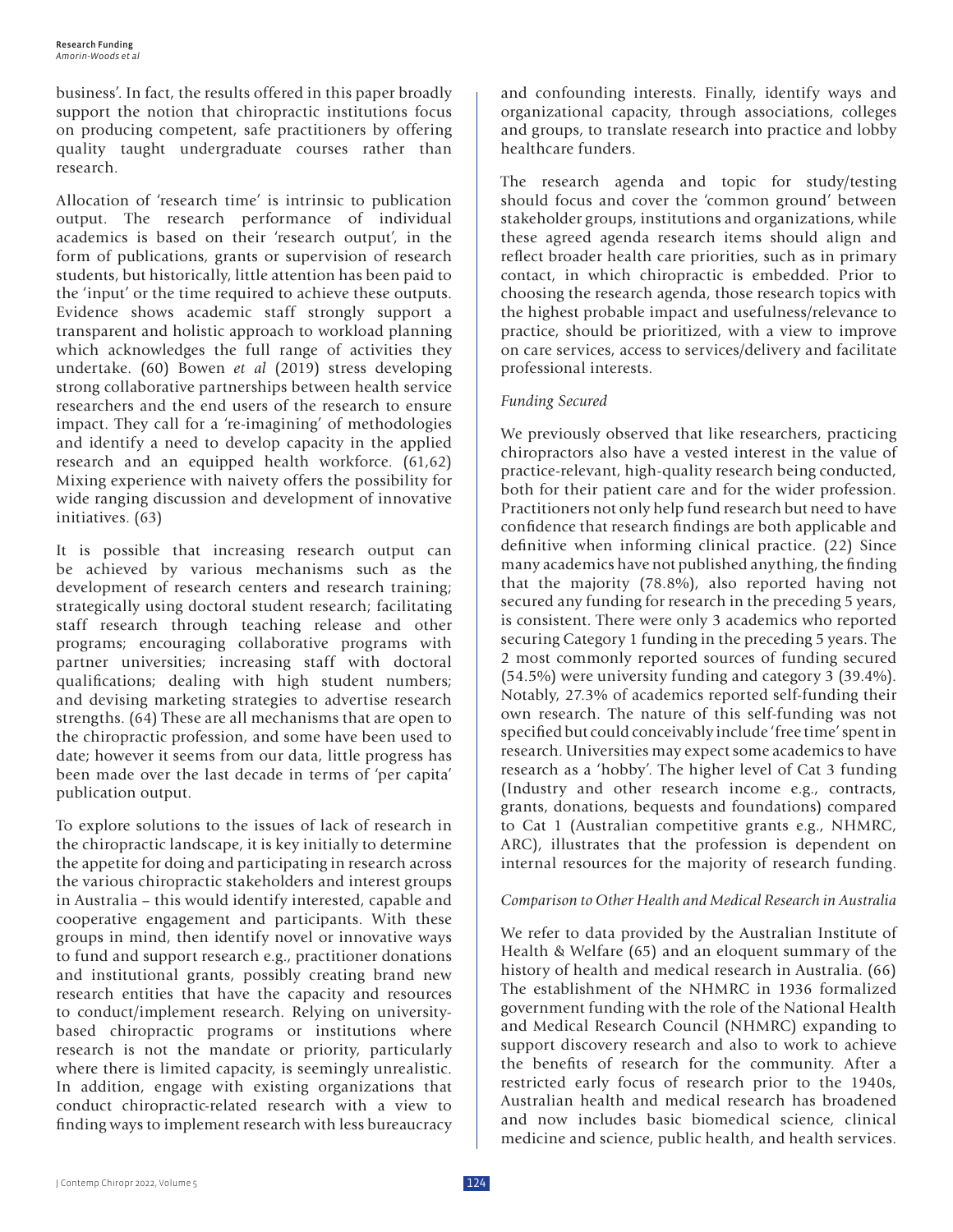business'. In fact, the results offered in this paper broadly support the notion that chiropractic institutions focus on producing competent, safe practitioners by offering quality taught undergraduate courses rather than research.

Allocation of 'research time' is intrinsic to publication output. The research performance of individual academics is based on their 'research output', in the form of publications, grants or supervision of research students, but historically, little attention has been paid to the 'input' or the time required to achieve these outputs. Evidence shows academic staff strongly support a transparent and holistic approach to workload planning which acknowledges the full range of activities they undertake. (60) Bowen *et al* (2019) stress developing strong collaborative partnerships between health service researchers and the end users of the research to ensure impact. They call for a 're-imagining' of methodologies and identify a need to develop capacity in the applied research and an equipped health workforce. (61,62) Mixing experience with naivety offers the possibility for wide ranging discussion and development of innovative initiatives. (63)

It is possible that increasing research output can be achieved by various mechanisms such as the development of research centers and research training; strategically using doctoral student research; facilitating staff research through teaching release and other programs; encouraging collaborative programs with partner universities; increasing staff with doctoral qualifications; dealing with high student numbers; and devising marketing strategies to advertise research strengths. (64) These are all mechanisms that are open to the chiropractic profession, and some have been used to date; however it seems from our data, little progress has been made over the last decade in terms of 'per capita' publication output.

To explore solutions to the issues of lack of research in the chiropractic landscape, it is key initially to determine the appetite for doing and participating in research across the various chiropractic stakeholders and interest groups in Australia – this would identify interested, capable and cooperative engagement and participants. With these groups in mind, then identify novel or innovative ways to fund and support research e.g., practitioner donations and institutional grants, possibly creating brand new research entities that have the capacity and resources to conduct/implement research. Relying on university-based chiropractic programs or institutions where research is not the mandate or priority, particularly where there is limited capacity, is seemingly unrealistic. In addition, engage with existing organizations that conduct chiropractic-related research with a view to finding ways to implement research with less bureaucracy and confounding interests. Finally, identify ways and organizational capacity, through associations, colleges and groups, to translate research into practice and lobby healthcare funders.

The research agenda and topic for study/testing should focus and cover the 'common ground' between stakeholder groups, institutions and organizations, while these agreed agenda research items should align and reflect broader health care priorities, such as in primary contact, in which chiropractic is embedded. Prior to choosing the research agenda, those research topics with the highest probable impact and usefulness/relevance to practice, should be prioritized, with a view to improve on care services, access to services/delivery and facilitate professional interests.

*Funding Secured*

We previously observed that like researchers, practicing chiropractors also have a vested interest in the value of practice-relevant, high-quality research being conducted, both for their patient care and for the wider profession. Practitioners not only help fund research but need to have confidence that research findings are both applicable and definitive when informing clinical practice. (22) Since many academics have not published anything, the finding that the majority (78.8%), also reported having not secured any funding for research in the preceding 5 years, is consistent. There were only 3 academics who reported securing Category 1 funding in the preceding 5 years. The 2 most commonly reported sources of funding secured (54.5%) were university funding and category 3 (39.4%). Notably, 27.3% of academics reported self-funding their own research. The nature of this self-funding was not specified but could conceivably include 'free time' spent in research. Universities may expect some academics to have research as a 'hobby'. The higher level of Cat 3 funding (Industry and other research income e.g., contracts, grants, donations, bequests and foundations) compared to Cat 1 (Australian competitive grants e.g., NHMRC, ARC), illustrates that the profession is dependent on internal resources for the majority of research funding.

*Comparison to Other Health and Medical Research in Australia*

We refer to data provided by the Australian Institute of Health & Welfare (65) and an eloquent summary of the history of health and medical research in Australia. (66) The establishment of the NHMRC in 1936 formalized government funding with the role of the National Health and Medical Research Council (NHMRC) expanding to support discovery research and also to work to achieve the benefits of research for the community. After a restricted early focus of research prior to the 1940s, Australian health and medical research has broadened and now includes basic biomedical science, clinical medicine and science, public health, and health services.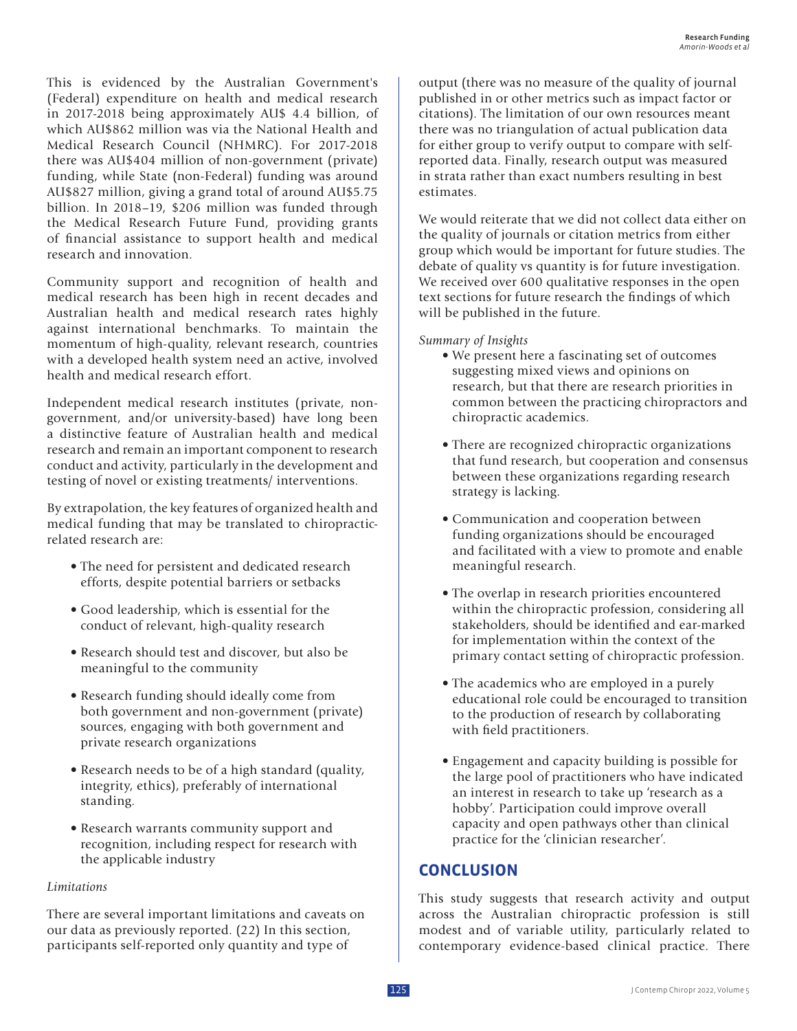This is evidenced by the Australian Government's (Federal) expenditure on health and medical research in 2017-2018 being approximately AU$ 4.4 billion, of which AU$862 million was via the National Health and Medical Research Council (NHMRC). For 2017-2018 there was AU$404 million of non-government (private) funding, while State (non-Federal) funding was around AU$827 million, giving a grand total of around AU$5.75 billion. In 2018–19, $206 million was funded through the Medical Research Future Fund, providing grants of financial assistance to support health and medical research and innovation.

Community support and recognition of health and medical research has been high in recent decades and Australian health and medical research rates highly against international benchmarks. To maintain the momentum of high-quality, relevant research, countries with a developed health system need an active, involved health and medical research effort.

Independent medical research institutes (private, non-government, and/or university-based) have long been a distinctive feature of Australian health and medical research and remain an important component to research conduct and activity, particularly in the development and testing of novel or existing treatments/ interventions.

By extrapolation, the key features of organized health and medical funding that may be translated to chiropractic-related research are:

- The need for persistent and dedicated research efforts, despite potential barriers or setbacks
- Good leadership, which is essential for the conduct of relevant, high-quality research
- Research should test and discover, but also be meaningful to the community
- Research funding should ideally come from both government and non-government (private) sources, engaging with both government and private research organizations
- Research needs to be of a high standard (quality, integrity, ethics), preferably of international standing.
- Research warrants community support and recognition, including respect for research with the applicable industry

*Limitations*

There are several important limitations and caveats on our data as previously reported. (22) In this section, participants self-reported only quantity and type of output (there was no measure of the quality of journal published in or other metrics such as impact factor or citations). The limitation of our own resources meant there was no triangulation of actual publication data for either group to verify output to compare with self-reported data. Finally, research output was measured in strata rather than exact numbers resulting in best estimates.

We would reiterate that we did not collect data either on the quality of journals or citation metrics from either group which would be important for future studies. The debate of quality vs quantity is for future investigation. We received over 600 qualitative responses in the open text sections for future research the findings of which will be published in the future.

*Summary of Insights*

- We present here a fascinating set of outcomes suggesting mixed views and opinions on research, but that there are research priorities in common between the practicing chiropractors and chiropractic academics.
- There are recognized chiropractic organizations that fund research, but cooperation and consensus between these organizations regarding research strategy is lacking.
- Communication and cooperation between funding organizations should be encouraged and facilitated with a view to promote and enable meaningful research.
- The overlap in research priorities encountered within the chiropractic profession, considering all stakeholders, should be identified and ear-marked for implementation within the context of the primary contact setting of chiropractic profession.
- The academics who are employed in a purely educational role could be encouraged to transition to the production of research by collaborating with field practitioners.
- Engagement and capacity building is possible for the large pool of practitioners who have indicated an interest in research to take up 'research as a hobby'. Participation could improve overall capacity and open pathways other than clinical practice for the 'clinician researcher'.

## CONCLUSION

This study suggests that research activity and output across the Australian chiropractic profession is still modest and of variable utility, particularly related to contemporary evidence-based clinical practice. There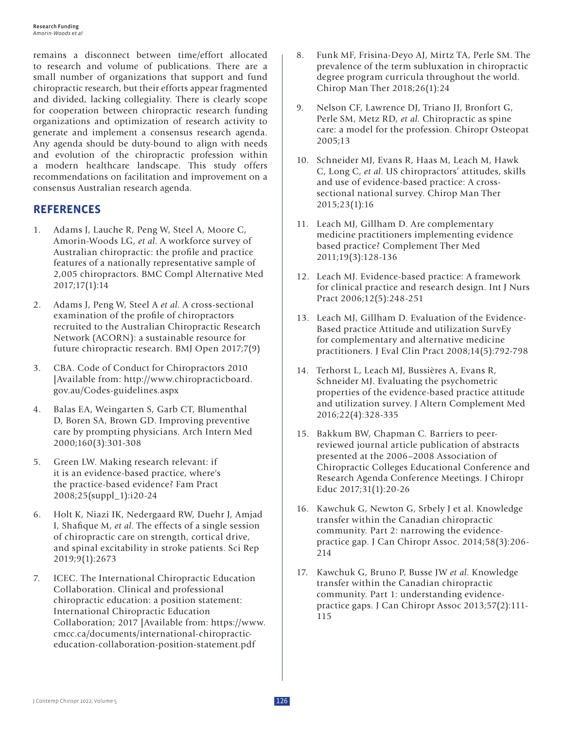remains a disconnect between time/effort allocated to research and volume of publications. There are a small number of organizations that support and fund chiropractic research, but their efforts appear fragmented and divided, lacking collegiality. There is clearly scope for cooperation between chiropractic research funding organizations and optimization of research activity to generate and implement a consensus research agenda. Any agenda should be duty-bound to align with needs and evolution of the chiropractic profession within a modern healthcare landscape. This study offers recommendations on facilitation and improvement on a consensus Australian research agenda.

## REFERENCES

1. Adams J, Lauche R, Peng W, Steel A, Moore C, Amorin-Woods LG, *et al*. A workforce survey of Australian chiropractic: the profile and practice features of a nationally representative sample of 2,005 chiropractors. BMC Compl Alternative Med 2017;17(1):14
2. Adams J, Peng W, Steel A *et al*. A cross-sectional examination of the profile of chiropractors recruited to the Australian Chiropractic Research Network (ACORN): a sustainable resource for future chiropractic research. BMJ Open 2017;7(9)
3. CBA. Code of Conduct for Chiropractors 2010 [Available from: http://www.chiropracticboard.gov.au/Codes-guidelines.aspx
4. Balas EA, Weingarten S, Garb CT, Blumenthal D, Boren SA, Brown GD. Improving preventive care by prompting physicians. Arch Intern Med 2000;160(3):301-308
5. Green LW. Making research relevant: if it is an evidence-based practice, where's the practice-based evidence? Fam Pract 2008;25(suppl_1):i20-24
6. Holt K, Niazi IK, Nedergaard RW, Duehr J, Amjad I, Shafique M, *et al*. The effects of a single session of chiropractic care on strength, cortical drive, and spinal excitability in stroke patients. Sci Rep 2019;9(1):2673
7. ICEC. The International Chiropractic Education Collaboration. Clinical and professional chiropractic education: a position statement: International Chiropractic Education Collaboration; 2017 [Available from: https://www.cmcc.ca/documents/international-chiropractic-education-collaboration-position-statement.pdf
8. Funk MF, Frisina-Deyo AJ, Mirtz TA, Perle SM. The prevalence of the term subluxation in chiropractic degree program curricula throughout the world. Chirop Man Ther 2018;26(1):24
9. Nelson CF, Lawrence DJ, Triano JJ, Bronfort G, Perle SM, Metz RD, *et al*. Chiropractic as spine care: a model for the profession. Chiropr Osteopat 2005;13
10. Schneider MJ, Evans R, Haas M, Leach M, Hawk C, Long C, *et al*. US chiropractors' attitudes, skills and use of evidence-based practice: A cross-sectional national survey. Chirop Man Ther 2015;23(1):16
11. Leach MJ, Gillham D. Are complementary medicine practitioners implementing evidence based practice? Complement Ther Med 2011;19(3):128-136
12. Leach MJ. Evidence-based practice: A framework for clinical practice and research design. Int J Nurs Pract 2006;12(5):248-251
13. Leach MJ, Gillham D. Evaluation of the Evidence-Based practice Attitude and utilization SurvEy for complementary and alternative medicine practitioners. J Eval Clin Pract 2008;14(5):792-798
14. Terhorst L, Leach MJ, Bussières A, Evans R, Schneider MJ. Evaluating the psychometric properties of the evidence-based practice attitude and utilization survey. J Altern Complement Med 2016;22(4):328-335
15. Bakkum BW, Chapman C. Barriers to peer-reviewed journal article publication of abstracts presented at the 2006–2008 Association of Chiropractic Colleges Educational Conference and Research Agenda Conference Meetings. J Chiropr Educ 2017;31(1):20-26
16. Kawchuk G, Newton G, Srbely J et al. Knowledge transfer within the Canadian chiropractic community. Part 2: narrowing the evidence-practice gap. J Can Chiropr Assoc. 2014;58(3):206-214
17. Kawchuk G, Bruno P, Busse JW *et al*. Knowledge transfer within the Canadian chiropractic community. Part 1: understanding evidence-practice gaps. J Can Chiropr Assoc 2013;57(2):111-115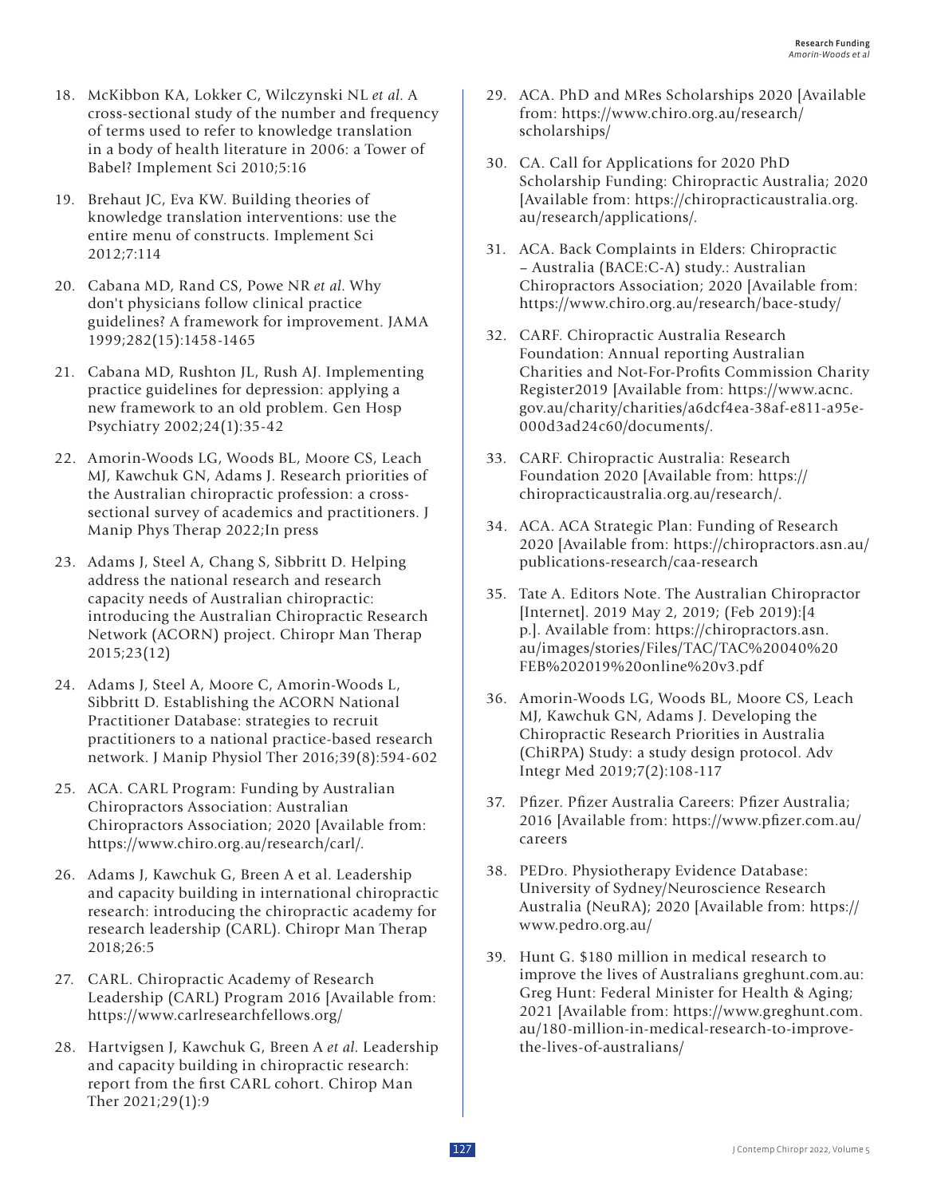18. McKibbon KA, Lokker C, Wilczynski NL *et al*. A cross-sectional study of the number and frequency of terms used to refer to knowledge translation in a body of health literature in 2006: a Tower of Babel? Implement Sci 2010;5:16

19. Brehaut JC, Eva KW. Building theories of knowledge translation interventions: use the entire menu of constructs. Implement Sci 2012;7:114

20. Cabana MD, Rand CS, Powe NR *et al*. Why don't physicians follow clinical practice guidelines? A framework for improvement. JAMA 1999;282(15):1458-1465

21. Cabana MD, Rushton JL, Rush AJ. Implementing practice guidelines for depression: applying a new framework to an old problem. Gen Hosp Psychiatry 2002;24(1):35-42

22. Amorin-Woods LG, Woods BL, Moore CS, Leach MJ, Kawchuk GN, Adams J. Research priorities of the Australian chiropractic profession: a cross-sectional survey of academics and practitioners. J Manip Phys Therap 2022;In press

23. Adams J, Steel A, Chang S, Sibbritt D. Helping address the national research and research capacity needs of Australian chiropractic: introducing the Australian Chiropractic Research Network (ACORN) project. Chiropr Man Therap 2015;23(12)

24. Adams J, Steel A, Moore C, Amorin-Woods L, Sibbritt D. Establishing the ACORN National Practitioner Database: strategies to recruit practitioners to a national practice-based research network. J Manip Physiol Ther 2016;39(8):594-602

25. ACA. CARL Program: Funding by Australian Chiropractors Association: Australian Chiropractors Association; 2020 [Available from: https://www.chiro.org.au/research/carl/.

26. Adams J, Kawchuk G, Breen A et al. Leadership and capacity building in international chiropractic research: introducing the chiropractic academy for research leadership (CARL). Chiropr Man Therap 2018;26:5

27. CARL. Chiropractic Academy of Research Leadership (CARL) Program 2016 [Available from: https://www.carlresearchfellows.org/

28. Hartvigsen J, Kawchuk G, Breen A *et al*. Leadership and capacity building in chiropractic research: report from the first CARL cohort. Chirop Man Ther 2021;29(1):9

29. ACA. PhD and MRes Scholarships 2020 [Available from: https://www.chiro.org.au/research/scholarships/

30. CA. Call for Applications for 2020 PhD Scholarship Funding: Chiropractic Australia; 2020 [Available from: https://chiropracticaustralia.org.au/research/applications/.

31. ACA. Back Complaints in Elders: Chiropractic – Australia (BACE:C-A) study.: Australian Chiropractors Association; 2020 [Available from: https://www.chiro.org.au/research/bace-study/

32. CARF. Chiropractic Australia Research Foundation: Annual reporting Australian Charities and Not-For-Profits Commission Charity Register2019 [Available from: https://www.acnc.gov.au/charity/charities/a6dcf4ea-38af-e811-a95e-000d3ad24c60/documents/.

33. CARF. Chiropractic Australia: Research Foundation 2020 [Available from: https://chiropracticaustralia.org.au/research/.

34. ACA. ACA Strategic Plan: Funding of Research 2020 [Available from: https://chiropractors.asn.au/publications-research/caa-research

35. Tate A. Editors Note. The Australian Chiropractor [Internet]. 2019 May 2, 2019; (Feb 2019):[4 p.]. Available from: https://chiropractors.asn.au/images/stories/Files/TAC/TAC%20040%20FEB%202019%20online%20v3.pdf

36. Amorin-Woods LG, Woods BL, Moore CS, Leach MJ, Kawchuk GN, Adams J. Developing the Chiropractic Research Priorities in Australia (ChiRPA) Study: a study design protocol. Adv Integr Med 2019;7(2):108-117

37. Pfizer. Pfizer Australia Careers: Pfizer Australia; 2016 [Available from: https://www.pfizer.com.au/careers

38. PEDro. Physiotherapy Evidence Database: University of Sydney/Neuroscience Research Australia (NeuRA); 2020 [Available from: https://www.pedro.org.au/

39. Hunt G. $180 million in medical research to improve the lives of Australians greghunt.com.au: Greg Hunt: Federal Minister for Health & Aging; 2021 [Available from: https://www.greghunt.com.au/180-million-in-medical-research-to-improve-the-lives-of-australians/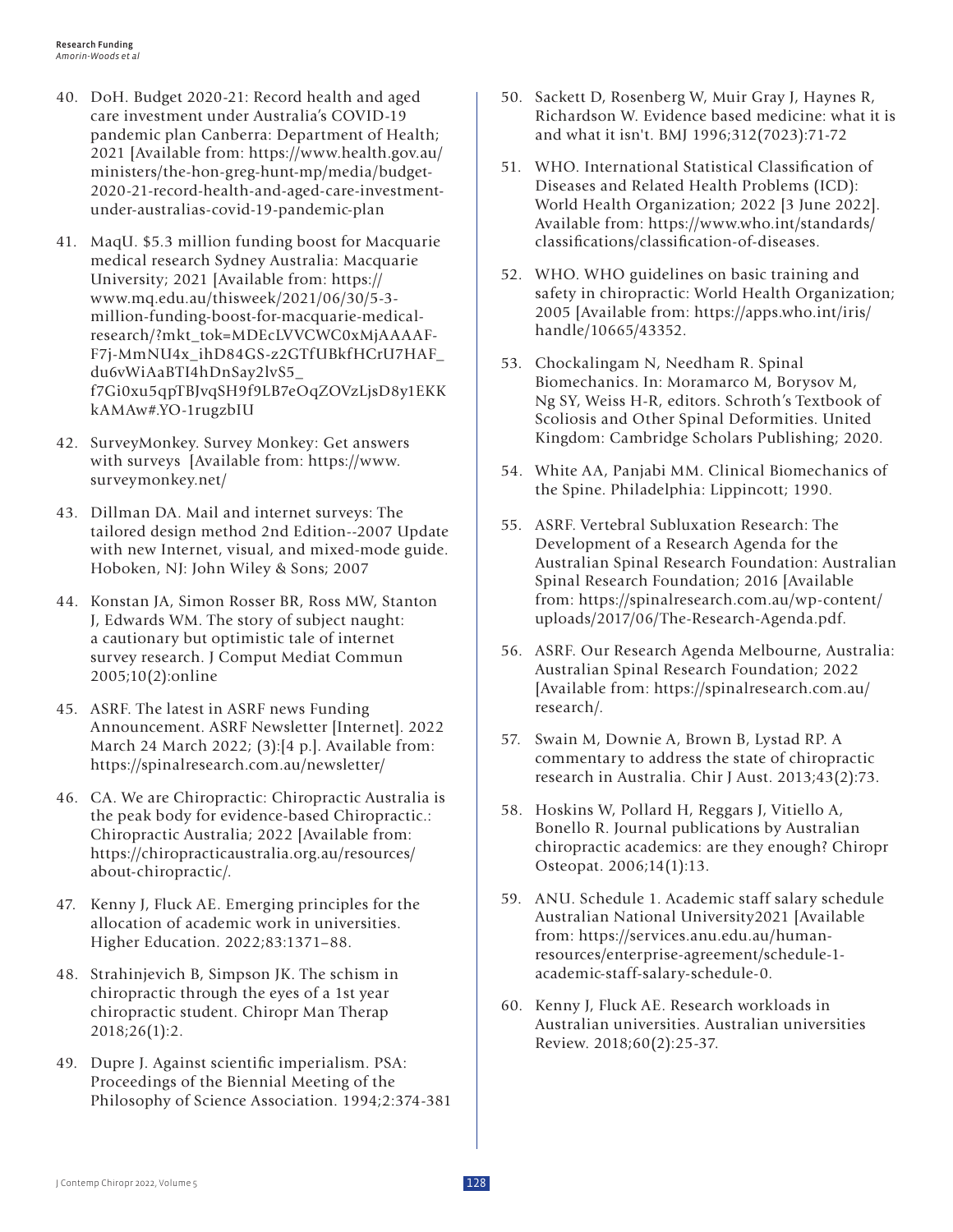40. DoH. Budget 2020-21: Record health and aged care investment under Australia's COVID-19 pandemic plan Canberra: Department of Health; 2021 [Available from: https://www.health.gov.au/ministers/the-hon-greg-hunt-mp/media/budget-2020-21-record-health-and-aged-care-investment-under-australias-covid-19-pandemic-plan

41. MaqU. $5.3 million funding boost for Macquarie medical research Sydney Australia: Macquarie University; 2021 [Available from: https://www.mq.edu.au/thisweek/2021/06/30/5-3-million-funding-boost-for-macquarie-medical-research/?mkt_tok=MDEcLVVCWC0xMjAAAAF-F7j-MmNU4x_ihD84GS-z2GTfUBkfHCrU7HAF_du6vWiAaBTI4hDnSay2lvS5_f7Gi0xu5qpTBJvqSH9f9LB7eOqZOVzLjsD8y1EKKkAMAw#.YO-1rugzbIU

42. SurveyMonkey. Survey Monkey: Get answers with surveys [Available from: https://www.surveymonkey.net/

43. Dillman DA. Mail and internet surveys: The tailored design method 2nd Edition--2007 Update with new Internet, visual, and mixed-mode guide. Hoboken, NJ: John Wiley & Sons; 2007

44. Konstan JA, Simon Rosser BR, Ross MW, Stanton J, Edwards WM. The story of subject naught: a cautionary but optimistic tale of internet survey research. J Comput Mediat Commun 2005;10(2):online

45. ASRF. The latest in ASRF news Funding Announcement. ASRF Newsletter [Internet]. 2022 March 24 March 2022; (3):[4 p.]. Available from: https://spinalresearch.com.au/newsletter/

46. CA. We are Chiropractic: Chiropractic Australia is the peak body for evidence-based Chiropractic.: Chiropractic Australia; 2022 [Available from: https://chiropracticaustralia.org.au/resources/about-chiropractic/.

47. Kenny J, Fluck AE. Emerging principles for the allocation of academic work in universities. Higher Education. 2022;83:1371–88.

48. Strahinjevich B, Simpson JK. The schism in chiropractic through the eyes of a 1st year chiropractic student. Chiropr Man Therap 2018;26(1):2.

49. Dupre J. Against scientific imperialism. PSA: Proceedings of the Biennial Meeting of the Philosophy of Science Association. 1994;2:374-381

50. Sackett D, Rosenberg W, Muir Gray J, Haynes R, Richardson W. Evidence based medicine: what it is and what it isn't. BMJ 1996;312(7023):71-72

51. WHO. International Statistical Classification of Diseases and Related Health Problems (ICD): World Health Organization; 2022 [3 June 2022]. Available from: https://www.who.int/standards/classifications/classification-of-diseases.

52. WHO. WHO guidelines on basic training and safety in chiropractic: World Health Organization; 2005 [Available from: https://apps.who.int/iris/handle/10665/43352.

53. Chockalingam N, Needham R. Spinal Biomechanics. In: Moramarco M, Borysov M, Ng SY, Weiss H-R, editors. Schroth's Textbook of Scoliosis and Other Spinal Deformities. United Kingdom: Cambridge Scholars Publishing; 2020.

54. White AA, Panjabi MM. Clinical Biomechanics of the Spine. Philadelphia: Lippincott; 1990.

55. ASRF. Vertebral Subluxation Research: The Development of a Research Agenda for the Australian Spinal Research Foundation: Australian Spinal Research Foundation; 2016 [Available from: https://spinalresearch.com.au/wp-content/uploads/2017/06/The-Research-Agenda.pdf.

56. ASRF. Our Research Agenda Melbourne, Australia: Australian Spinal Research Foundation; 2022 [Available from: https://spinalresearch.com.au/research/.

57. Swain M, Downie A, Brown B, Lystad RP. A commentary to address the state of chiropractic research in Australia. Chir J Aust. 2013;43(2):73.

58. Hoskins W, Pollard H, Reggars J, Vitiello A, Bonello R. Journal publications by Australian chiropractic academics: are they enough? Chiropr Osteopat. 2006;14(1):13.

59. ANU. Schedule 1. Academic staff salary schedule Australian National University2021 [Available from: https://services.anu.edu.au/human-resources/enterprise-agreement/schedule-1-academic-staff-salary-schedule-0.

60. Kenny J, Fluck AE. Research workloads in Australian universities. Australian universities Review. 2018;60(2):25-37.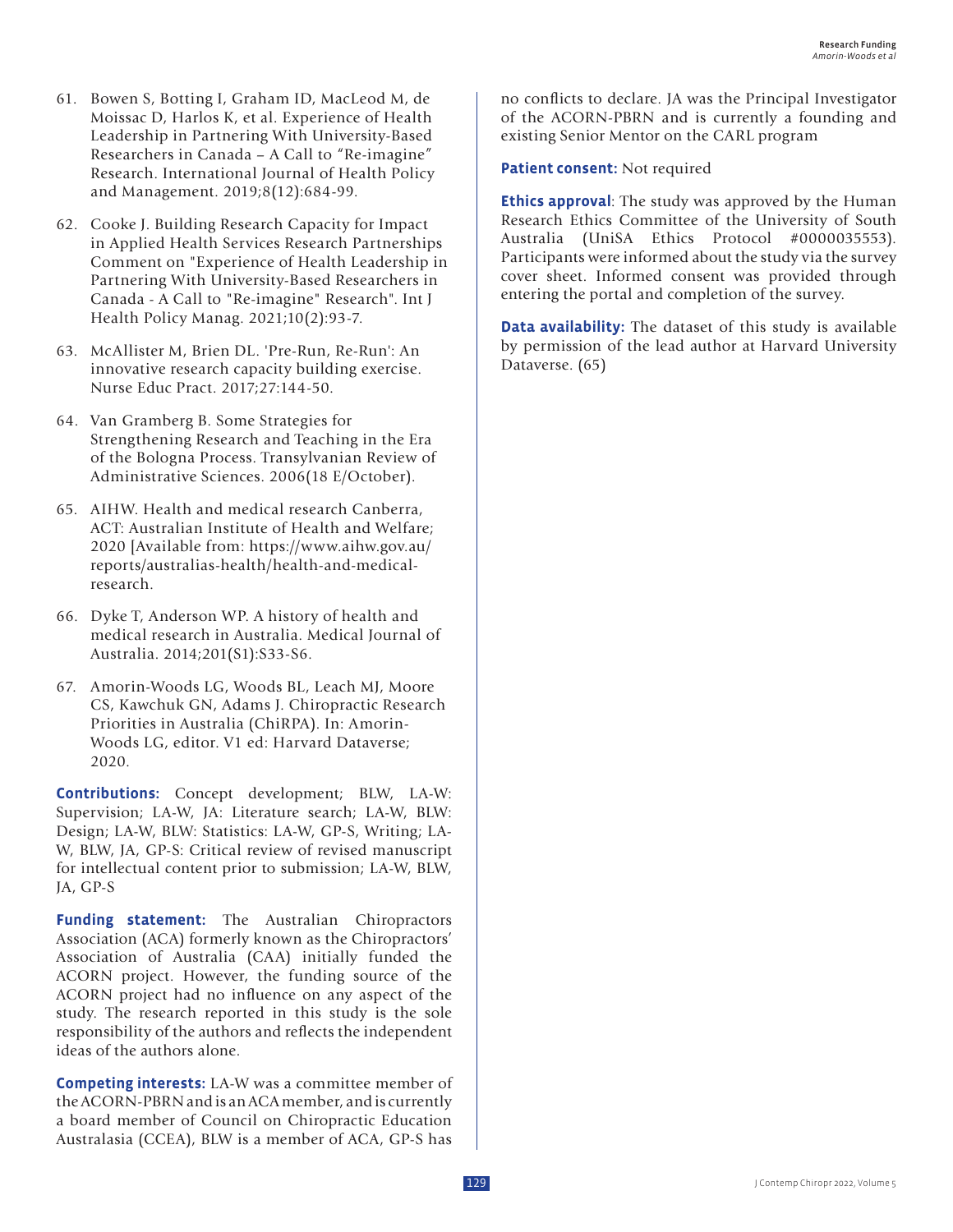61. Bowen S, Botting I, Graham ID, MacLeod M, de Moissac D, Harlos K, et al. Experience of Health Leadership in Partnering With University-Based Researchers in Canada – A Call to "Re-imagine" Research. International Journal of Health Policy and Management. 2019;8(12):684-99.

62. Cooke J. Building Research Capacity for Impact in Applied Health Services Research Partnerships Comment on "Experience of Health Leadership in Partnering With University-Based Researchers in Canada - A Call to "Re-imagine" Research". Int J Health Policy Manag. 2021;10(2):93-7.

63. McAllister M, Brien DL. 'Pre-Run, Re-Run': An innovative research capacity building exercise. Nurse Educ Pract. 2017;27:144-50.

64. Van Gramberg B. Some Strategies for Strengthening Research and Teaching in the Era of the Bologna Process. Transylvanian Review of Administrative Sciences. 2006(18 E/October).

65. AIHW. Health and medical research Canberra, ACT: Australian Institute of Health and Welfare; 2020 [Available from: https://www.aihw.gov.au/reports/australias-health/health-and-medical-research.

66. Dyke T, Anderson WP. A history of health and medical research in Australia. Medical Journal of Australia. 2014;201(S1):S33-S6.

67. Amorin-Woods LG, Woods BL, Leach MJ, Moore CS, Kawchuk GN, Adams J. Chiropractic Research Priorities in Australia (ChiRPA). In: Amorin-Woods LG, editor. V1 ed: Harvard Dataverse; 2020.

**Contributions:** Concept development; BLW, LA-W: Supervision; LA-W, JA: Literature search; LA-W, BLW: Design; LA-W, BLW: Statistics: LA-W, GP-S, Writing; LA-W, BLW, JA, GP-S: Critical review of revised manuscript for intellectual content prior to submission; LA-W, BLW, JA, GP-S

**Funding statement:** The Australian Chiropractors Association (ACA) formerly known as the Chiropractors' Association of Australia (CAA) initially funded the ACORN project. However, the funding source of the ACORN project had no influence on any aspect of the study. The research reported in this study is the sole responsibility of the authors and reflects the independent ideas of the authors alone.

**Competing interests:** LA-W was a committee member of the ACORN-PBRN and is an ACA member, and is currently a board member of Council on Chiropractic Education Australasia (CCEA), BLW is a member of ACA, GP-S has no conflicts to declare. JA was the Principal Investigator of the ACORN-PBRN and is currently a founding and existing Senior Mentor on the CARL program

**Patient consent:** Not required

**Ethics approval**: The study was approved by the Human Research Ethics Committee of the University of South Australia (UniSA Ethics Protocol #0000035553). Participants were informed about the study via the survey cover sheet. Informed consent was provided through entering the portal and completion of the survey.

**Data availability:** The dataset of this study is available by permission of the lead author at Harvard University Dataverse. (65)